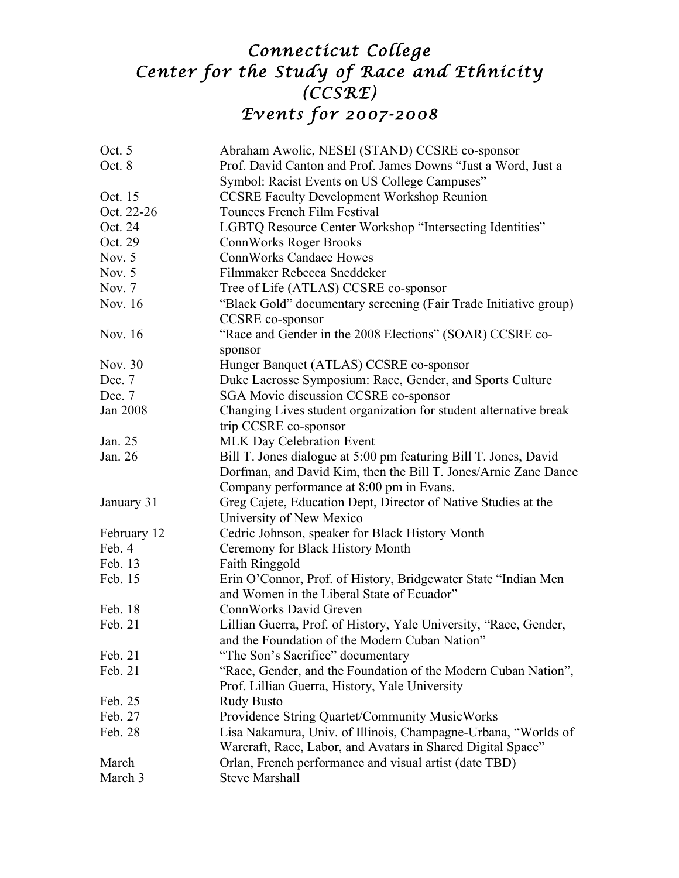# Connecticut College
# Center for the Study of Race and Ethnicity
# (CCSRE)
# Events for 2007-2008

| | |
|---|---|
| Oct. 5 | Abraham Awolic, NESEI (STAND) CCSRE co-sponsor |
| Oct. 8 | Prof. David Canton and Prof. James Downs "Just a Word, Just a Symbol: Racist Events on US College Campuses" |
| Oct. 15 | CCSRE Faculty Development Workshop Reunion |
| Oct. 22-26 | Tounees French Film Festival |
| Oct. 24 | LGBTQ Resource Center Workshop "Intersecting Identities" |
| Oct. 29 | ConnWorks Roger Brooks |
| Nov. 5 | ConnWorks Candace Howes |
| Nov. 5 | Filmmaker Rebecca Sneddeker |
| Nov. 7 | Tree of Life (ATLAS) CCSRE co-sponsor |
| Nov. 16 | "Black Gold" documentary screening (Fair Trade Initiative group) CCSRE co-sponsor |
| Nov. 16 | "Race and Gender in the 2008 Elections" (SOAR) CCSRE co-sponsor |
| Nov. 30 | Hunger Banquet (ATLAS) CCSRE co-sponsor |
| Dec. 7 | Duke Lacrosse Symposium: Race, Gender, and Sports Culture |
| Dec. 7 | SGA Movie discussion CCSRE co-sponsor |
| Jan 2008 | Changing Lives student organization for student alternative break trip CCSRE co-sponsor |
| Jan. 25 | MLK Day Celebration Event |
| Jan. 26 | Bill T. Jones dialogue at 5:00 pm featuring Bill T. Jones, David Dorfman, and David Kim, then the Bill T. Jones/Arnie Zane Dance Company performance at 8:00 pm in Evans. |
| January 31 | Greg Cajete, Education Dept, Director of Native Studies at the University of New Mexico |
| February 12 | Cedric Johnson, speaker for Black History Month |
| Feb. 4 | Ceremony for Black History Month |
| Feb. 13 | Faith Ringgold |
| Feb. 15 | Erin O'Connor, Prof. of History, Bridgewater State "Indian Men and Women in the Liberal State of Ecuador" |
| Feb. 18 | ConnWorks David Greven |
| Feb. 21 | Lillian Guerra, Prof. of History, Yale University, "Race, Gender, and the Foundation of the Modern Cuban Nation" |
| Feb. 21 | "The Son's Sacrifice" documentary |
| Feb. 21 | "Race, Gender, and the Foundation of the Modern Cuban Nation", Prof. Lillian Guerra, History, Yale University |
| Feb. 25 | Rudy Busto |
| Feb. 27 | Providence String Quartet/Community MusicWorks |
| Feb. 28 | Lisa Nakamura, Univ. of Illinois, Champagne-Urbana, "Worlds of Warcraft, Race, Labor, and Avatars in Shared Digital Space" |
| March | Orlan, French performance and visual artist (date TBD) |
| March 3 | Steve Marshall |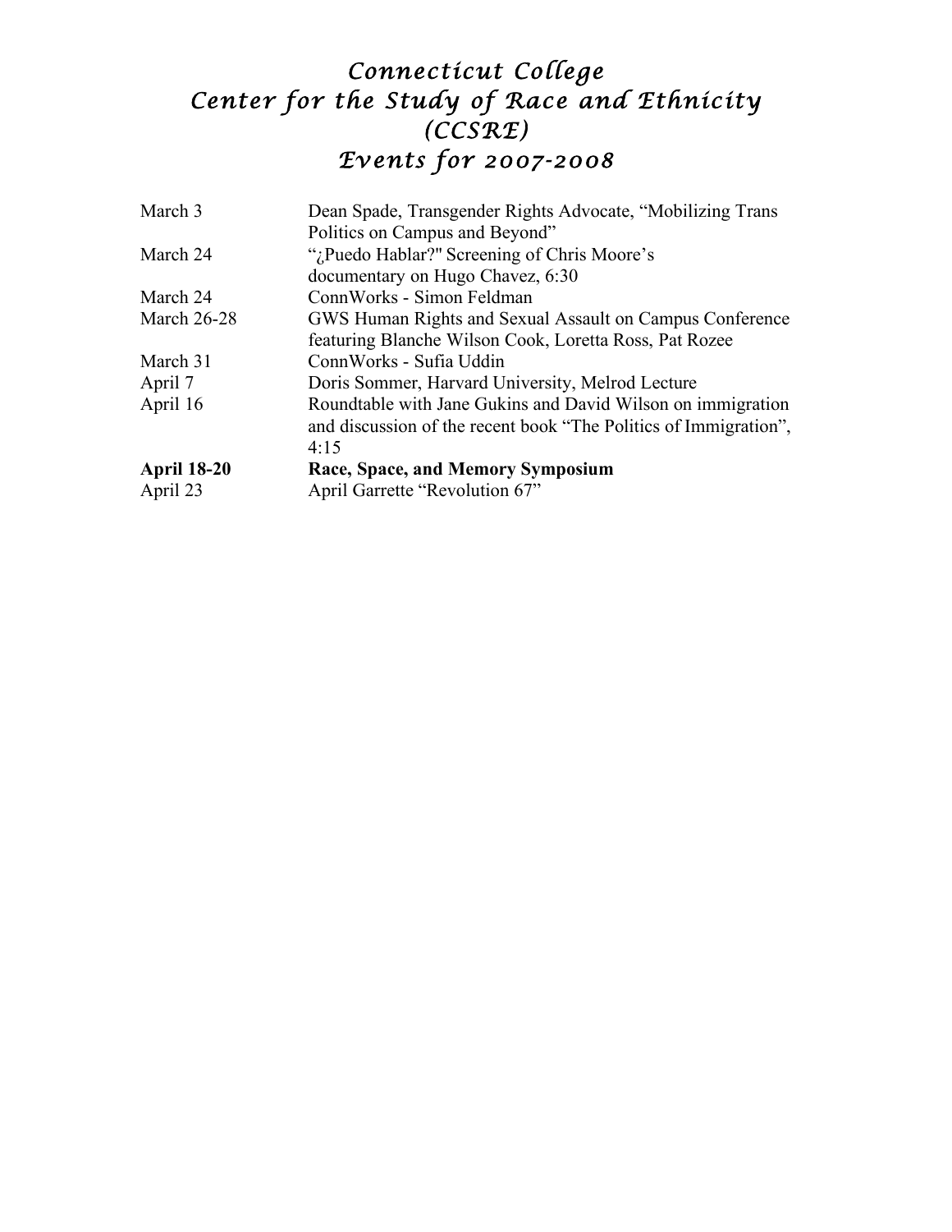# *Connecticut College*
# *Center for the Study of Race and Ethnicity*
# *(CCSRE)*
# *Events for 2007-2008*

| | |
|---|---|
| March 3 | Dean Spade, Transgender Rights Advocate, "Mobilizing Trans Politics on Campus and Beyond" |
| March 24 | "¿Puedo Hablar?" Screening of Chris Moore's documentary on Hugo Chavez, 6:30 |
| March 24 | ConnWorks - Simon Feldman |
| March 26-28 | GWS Human Rights and Sexual Assault on Campus Conference featuring Blanche Wilson Cook, Loretta Ross, Pat Rozee |
| March 31 | ConnWorks - Sufia Uddin |
| April 7 | Doris Sommer, Harvard University, Melrod Lecture |
| April 16 | Roundtable with Jane Gukins and David Wilson on immigration and discussion of the recent book "The Politics of Immigration", 4:15 |
| **April 18-20** | **Race, Space, and Memory Symposium** |
| April 23 | April Garrette "Revolution 67" |